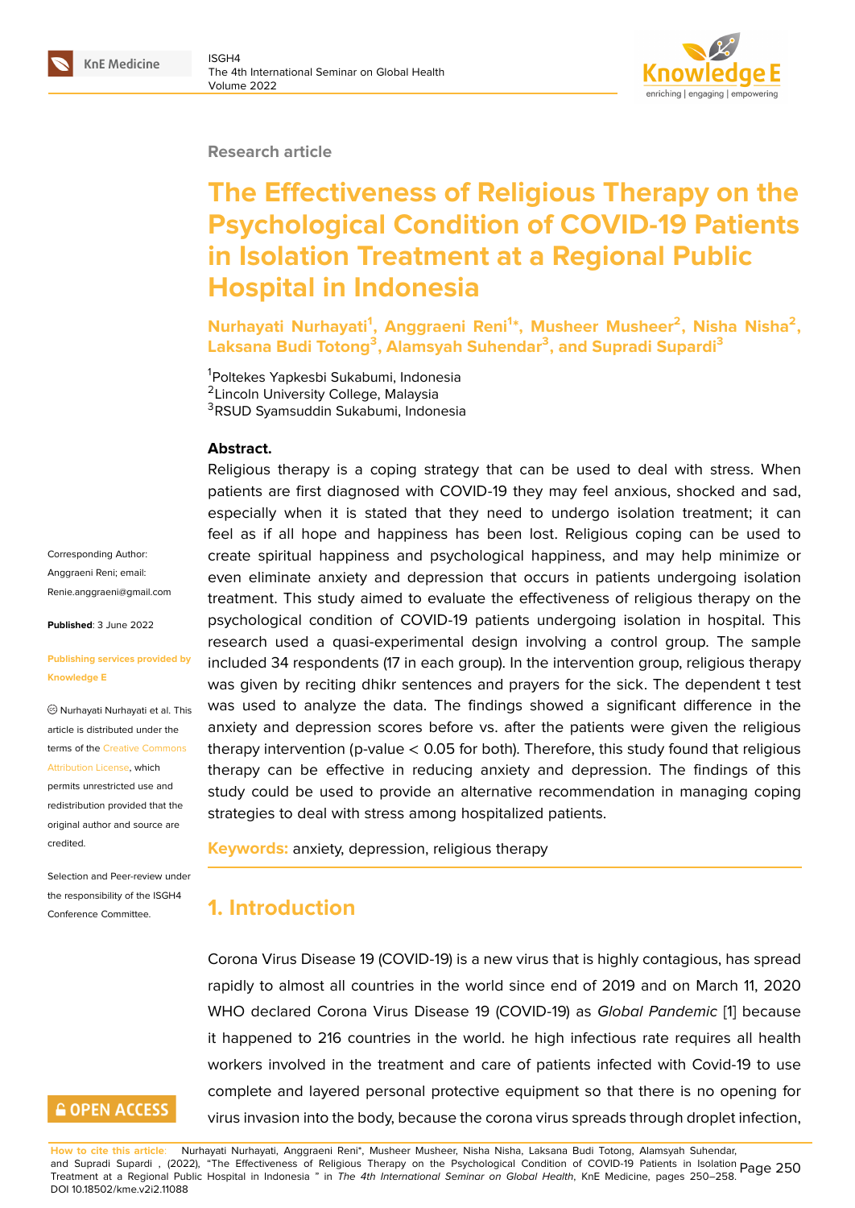Research article

# The Effectiveness of Religious Therapy on the Psychological Condition of COVID-19 Patients in Isolation Treatment at a Regional Public Hospital in Indonesia

**Nurhayati Nurhayati[1], Anggraeni Reni[1*], Musheer Musheer[2], Nisha Nisha[2], Laksana Budi Totong[3], Alamsyah Suhendar[3], and Supradi Supardi[3]**

[1]Poltekes Yapkesbi Sukabumi, Indonesia
[2]Lincoln University College, Malaysia
[3]RSUD Syamsuddin Sukabumi, Indonesia

Corresponding Author: Anggraeni Reni; email: Renie.anggraeni@gmail.com

**Published**: 3 June 2022

**Publishing services provided by Knowledge E**

Nurhayati Nurhayati et al. This article is distributed under the terms of the Creative Commons Attribution License, which permits unrestricted use and redistribution provided that the original author and source are credited.

Selection and Peer-review under the responsibility of the ISGH4 Conference Committee.

**Abstract.**

Religious therapy is a coping strategy that can be used to deal with stress. When patients are first diagnosed with COVID-19 they may feel anxious, shocked and sad, especially when it is stated that they need to undergo isolation treatment; it can feel as if all hope and happiness has been lost. Religious coping can be used to create spiritual happiness and psychological happiness, and may help minimize or even eliminate anxiety and depression that occurs in patients undergoing isolation treatment. This study aimed to evaluate the effectiveness of religious therapy on the psychological condition of COVID-19 patients undergoing isolation in hospital. This research used a quasi-experimental design involving a control group. The sample included 34 respondents (17 in each group). In the intervention group, religious therapy was given by reciting dhikr sentences and prayers for the sick. The dependent t test was used to analyze the data. The findings showed a significant difference in the anxiety and depression scores before vs. after the patients were given the religious therapy intervention (p-value $< 0.05$ for both). Therefore, this study found that religious therapy can be effective in reducing anxiety and depression. The findings of this study could be used to provide an alternative recommendation in managing coping strategies to deal with stress among hospitalized patients.

**Keywords:** anxiety, depression, religious therapy

## 1. Introduction

Corona Virus Disease 19 (COVID-19) is a new virus that is highly contagious, has spread rapidly to almost all countries in the world since end of 2019 and on March 11, 2020 WHO declared Corona Virus Disease 19 (COVID-19) as *Global Pandemic* [1] because it happened to 216 countries in the world. he high infectious rate requires all health workers involved in the treatment and care of patients infected with Covid-19 to use complete and layered personal protective equipment so that there is no opening for virus invasion into the body, because the corona virus spreads through droplet infection,

**How to cite this article**: Nurhayati Nurhayati, Anggraeni Reni*, Musheer Musheer, Nisha Nisha, Laksana Budi Totong, Alamsyah Suhendar, and Supradi Supardi , (2022), "The Effectiveness of Religious Therapy on the Psychological Condition of COVID-19 Patients in Isolation Treatment at a Regional Public Hospital in Indonesia " in *The 4th International Seminar on Global Health*, KnE Medicine, pages 250–258. DOI 10.18502/kme.v2i2.11088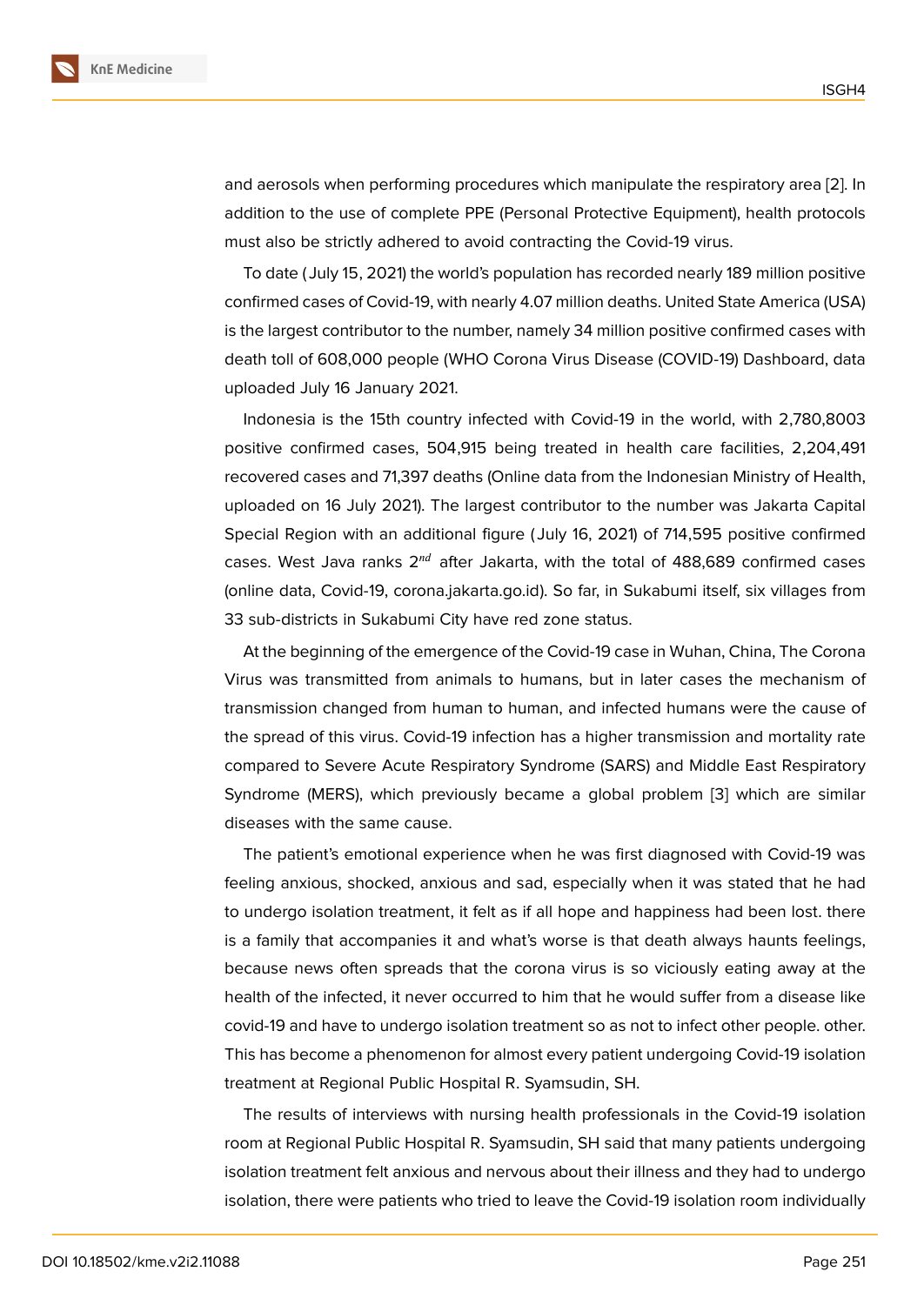and aerosols when performing procedures which manipulate the respiratory area [2]. In addition to the use of complete PPE (Personal Protective Equipment), health protocols must also be strictly adhered to avoid contracting the Covid-19 virus.

To date ( July 15, 2021) the world's population has recorded nearly 189 million positive confirmed cases of Covid-19, with nearly 4.07 million deaths. United State America (USA) is the largest contributor to the number, namely 34 million positive confirmed cases with death toll of 608,000 people (WHO Corona Virus Disease (COVID-19) Dashboard, data uploaded July 16 January 2021.

Indonesia is the 15th country infected with Covid-19 in the world, with 2,780,8003 positive confirmed cases, 504,915 being treated in health care facilities, 2,204,491 recovered cases and 71,397 deaths (Online data from the Indonesian Ministry of Health, uploaded on 16 July 2021). The largest contributor to the number was Jakarta Capital Special Region with an additional figure ( July 16, 2021) of 714,595 positive confirmed cases. West Java ranks 2$^{nd}$ after Jakarta, with the total of 488,689 confirmed cases (online data, Covid-19, corona.jakarta.go.id). So far, in Sukabumi itself, six villages from 33 sub-districts in Sukabumi City have red zone status.

At the beginning of the emergence of the Covid-19 case in Wuhan, China, The Corona Virus was transmitted from animals to humans, but in later cases the mechanism of transmission changed from human to human, and infected humans were the cause of the spread of this virus. Covid-19 infection has a higher transmission and mortality rate compared to Severe Acute Respiratory Syndrome (SARS) and Middle East Respiratory Syndrome (MERS), which previously became a global problem [3] which are similar diseases with the same cause.

The patient's emotional experience when he was first diagnosed with Covid-19 was feeling anxious, shocked, anxious and sad, especially when it was stated that he had to undergo isolation treatment, it felt as if all hope and happiness had been lost. there is a family that accompanies it and what's worse is that death always haunts feelings, because news often spreads that the corona virus is so viciously eating away at the health of the infected, it never occurred to him that he would suffer from a disease like covid-19 and have to undergo isolation treatment so as not to infect other people. other. This has become a phenomenon for almost every patient undergoing Covid-19 isolation treatment at Regional Public Hospital R. Syamsudin, SH.

The results of interviews with nursing health professionals in the Covid-19 isolation room at Regional Public Hospital R. Syamsudin, SH said that many patients undergoing isolation treatment felt anxious and nervous about their illness and they had to undergo isolation, there were patients who tried to leave the Covid-19 isolation room individually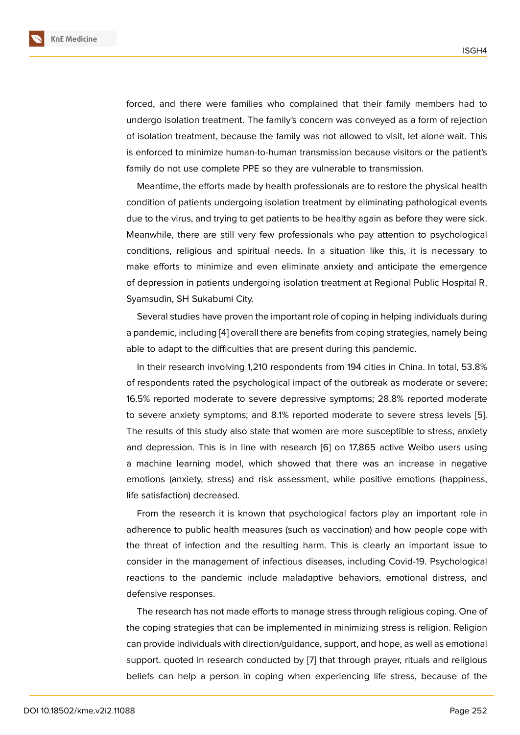forced, and there were families who complained that their family members had to undergo isolation treatment. The family's concern was conveyed as a form of rejection of isolation treatment, because the family was not allowed to visit, let alone wait. This is enforced to minimize human-to-human transmission because visitors or the patient's family do not use complete PPE so they are vulnerable to transmission.

Meantime, the efforts made by health professionals are to restore the physical health condition of patients undergoing isolation treatment by eliminating pathological events due to the virus, and trying to get patients to be healthy again as before they were sick. Meanwhile, there are still very few professionals who pay attention to psychological conditions, religious and spiritual needs. In a situation like this, it is necessary to make efforts to minimize and even eliminate anxiety and anticipate the emergence of depression in patients undergoing isolation treatment at Regional Public Hospital R. Syamsudin, SH Sukabumi City.

Several studies have proven the important role of coping in helping individuals during a pandemic, including [4] overall there are benefits from coping strategies, namely being able to adapt to the difficulties that are present during this pandemic.

In their research involving 1,210 respondents from 194 cities in China. In total, 53.8% of respondents rated the psychological impact of the outbreak as moderate or severe; 16.5% reported moderate to severe depressive symptoms; 28.8% reported moderate to severe anxiety symptoms; and 8.1% reported moderate to severe stress levels [5]. The results of this study also state that women are more susceptible to stress, anxiety and depression. This is in line with research [6] on 17,865 active Weibo users using a machine learning model, which showed that there was an increase in negative emotions (anxiety, stress) and risk assessment, while positive emotions (happiness, life satisfaction) decreased.

From the research it is known that psychological factors play an important role in adherence to public health measures (such as vaccination) and how people cope with the threat of infection and the resulting harm. This is clearly an important issue to consider in the management of infectious diseases, including Covid-19. Psychological reactions to the pandemic include maladaptive behaviors, emotional distress, and defensive responses.

The research has not made efforts to manage stress through religious coping. One of the coping strategies that can be implemented in minimizing stress is religion. Religion can provide individuals with direction/guidance, support, and hope, as well as emotional support. quoted in research conducted by [7] that through prayer, rituals and religious beliefs can help a person in coping when experiencing life stress, because of the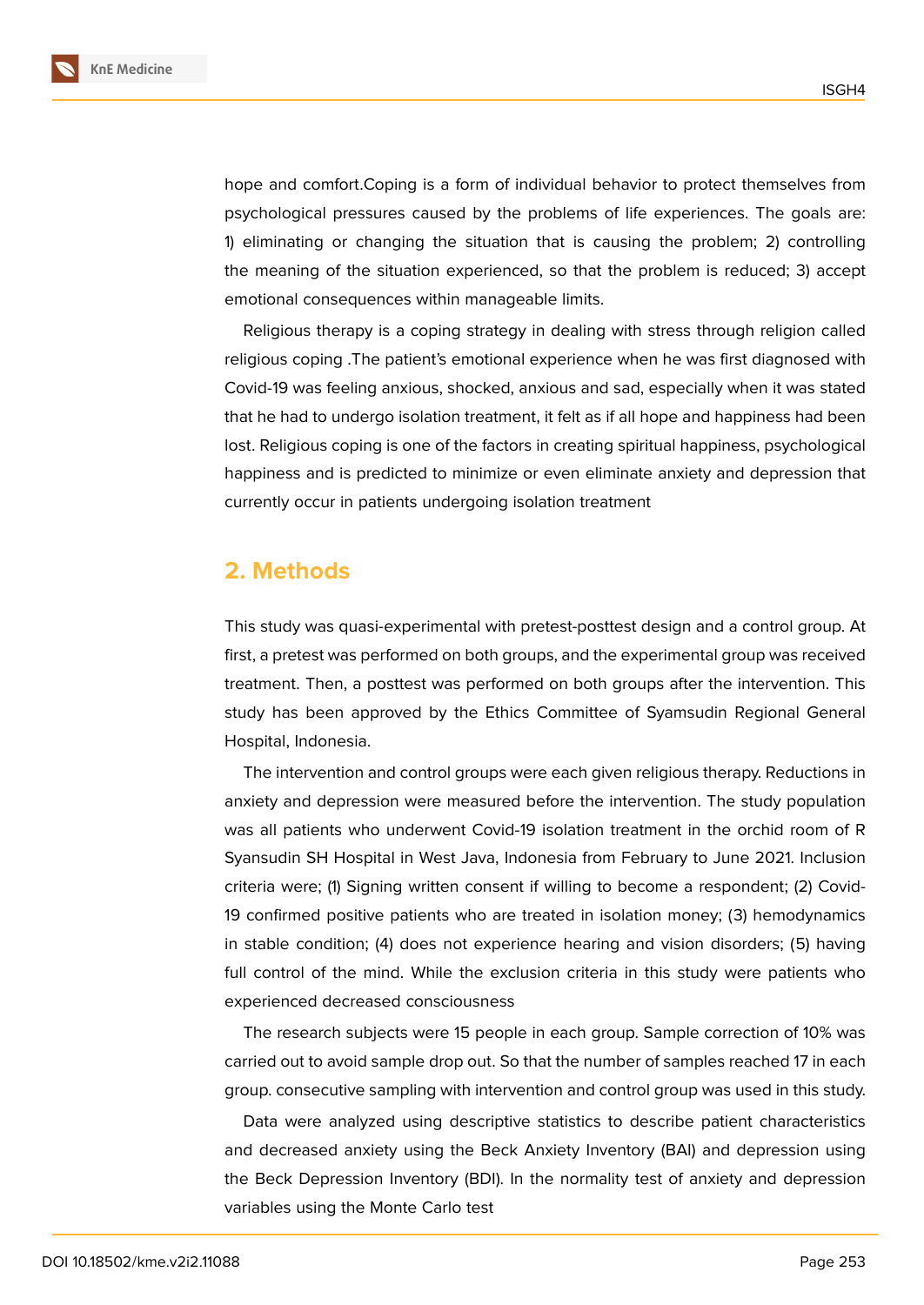hope and comfort.Coping is a form of individual behavior to protect themselves from psychological pressures caused by the problems of life experiences. The goals are: 1) eliminating or changing the situation that is causing the problem; 2) controlling the meaning of the situation experienced, so that the problem is reduced; 3) accept emotional consequences within manageable limits.

Religious therapy is a coping strategy in dealing with stress through religion called religious coping .The patient's emotional experience when he was first diagnosed with Covid-19 was feeling anxious, shocked, anxious and sad, especially when it was stated that he had to undergo isolation treatment, it felt as if all hope and happiness had been lost. Religious coping is one of the factors in creating spiritual happiness, psychological happiness and is predicted to minimize or even eliminate anxiety and depression that currently occur in patients undergoing isolation treatment

## 2. Methods

This study was quasi-experimental with pretest-posttest design and a control group. At first, a pretest was performed on both groups, and the experimental group was received treatment. Then, a posttest was performed on both groups after the intervention. This study has been approved by the Ethics Committee of Syamsudin Regional General Hospital, Indonesia.

The intervention and control groups were each given religious therapy. Reductions in anxiety and depression were measured before the intervention. The study population was all patients who underwent Covid-19 isolation treatment in the orchid room of R Syansudin SH Hospital in West Java, Indonesia from February to June 2021. Inclusion criteria were; (1) Signing written consent if willing to become a respondent; (2) Covid-19 confirmed positive patients who are treated in isolation money; (3) hemodynamics in stable condition; (4) does not experience hearing and vision disorders; (5) having full control of the mind. While the exclusion criteria in this study were patients who experienced decreased consciousness

The research subjects were 15 people in each group. Sample correction of 10% was carried out to avoid sample drop out. So that the number of samples reached 17 in each group. consecutive sampling with intervention and control group was used in this study.

Data were analyzed using descriptive statistics to describe patient characteristics and decreased anxiety using the Beck Anxiety Inventory (BAI) and depression using the Beck Depression Inventory (BDI). In the normality test of anxiety and depression variables using the Monte Carlo test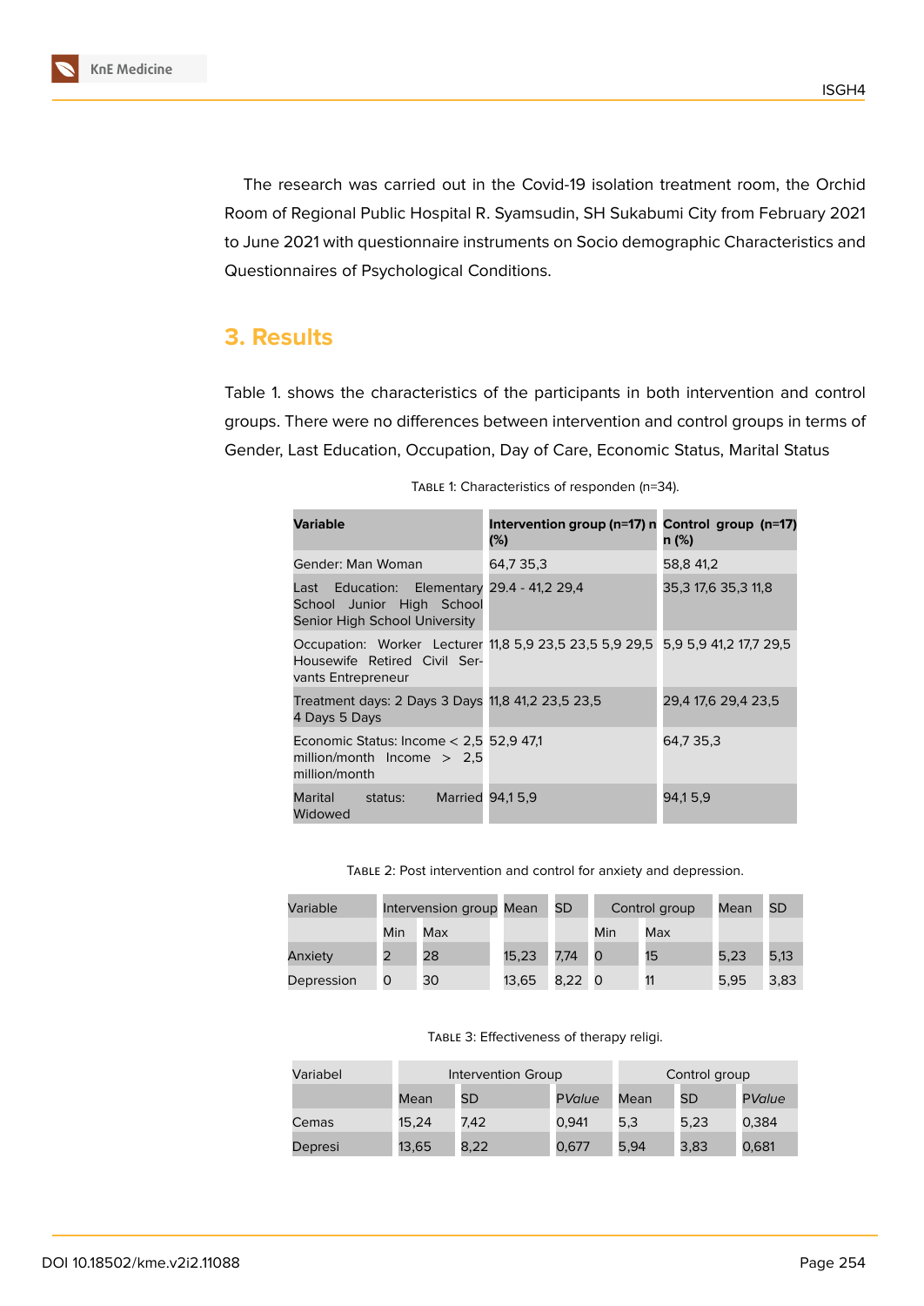The research was carried out in the Covid-19 isolation treatment room, the Orchid Room of Regional Public Hospital R. Syamsudin, SH Sukabumi City from February 2021 to June 2021 with questionnaire instruments on Socio demographic Characteristics and Questionnaires of Psychological Conditions.

## 3. Results

Table 1. shows the characteristics of the participants in both intervention and control groups. There were no differences between intervention and control groups in terms of Gender, Last Education, Occupation, Day of Care, Economic Status, Marital Status

TABLE 1: Characteristics of responden (n=34).

| Variable | Intervention group (n=17) n (%) | Control group (n=17) n (%) |
|---|---|---|
| Gender: Man Woman | 64,7 35,3 | 58,8 41,2 |
| Last Education: Elementary School Junior High School Senior High School University | 29.4 - 41,2 29,4 | 35,3 17,6 35,3 11,8 |
| Occupation: Worker Lecturer Housewife Retired Civil Servants Entrepreneur | 11,8 5,9 23,5 23,5 5,9 29,5 | 5,9 5,9 41,2 17,7 29,5 |
| Treatment days: 2 Days 3 Days 4 Days 5 Days | 11,8 41,2 23,5 23,5 | 29,4 17,6 29,4 23,5 |
| Economic Status: Income < 2,5 million/month Income > 2,5 million/month | 52,9 47,1 | 64,7 35,3 |
| Marital status: Married Widowed | 94,1 5,9 | 94,1 5,9 |

TABLE 2: Post intervention and control for anxiety and depression.

| Variable | Intervention group | | Mean | SD | Control group | | Mean | SD |
|---|---|---|---|---|---|---|---|---|
| | Min | Max | | | Min | Max | | |
| Anxiety | 2 | 28 | 15,23 | 7,74 | 0 | 15 | 5,23 | 5,13 |
| Depression | 0 | 30 | 13,65 | 8,22 | 0 | 11 | 5,95 | 3,83 |

TABLE 3: Effectiveness of therapy religi.

| Variabel | Intervention Group | | | Control group | | |
|---|---|---|---|---|---|---|
| | Mean | SD | P*Value* | Mean | SD | P*Value* |
| Cemas | 15,24 | 7,42 | 0,941 | 5,3 | 5,23 | 0,384 |
| Depresi | 13,65 | 8,22 | 0,677 | 5,94 | 3,83 | 0,681 |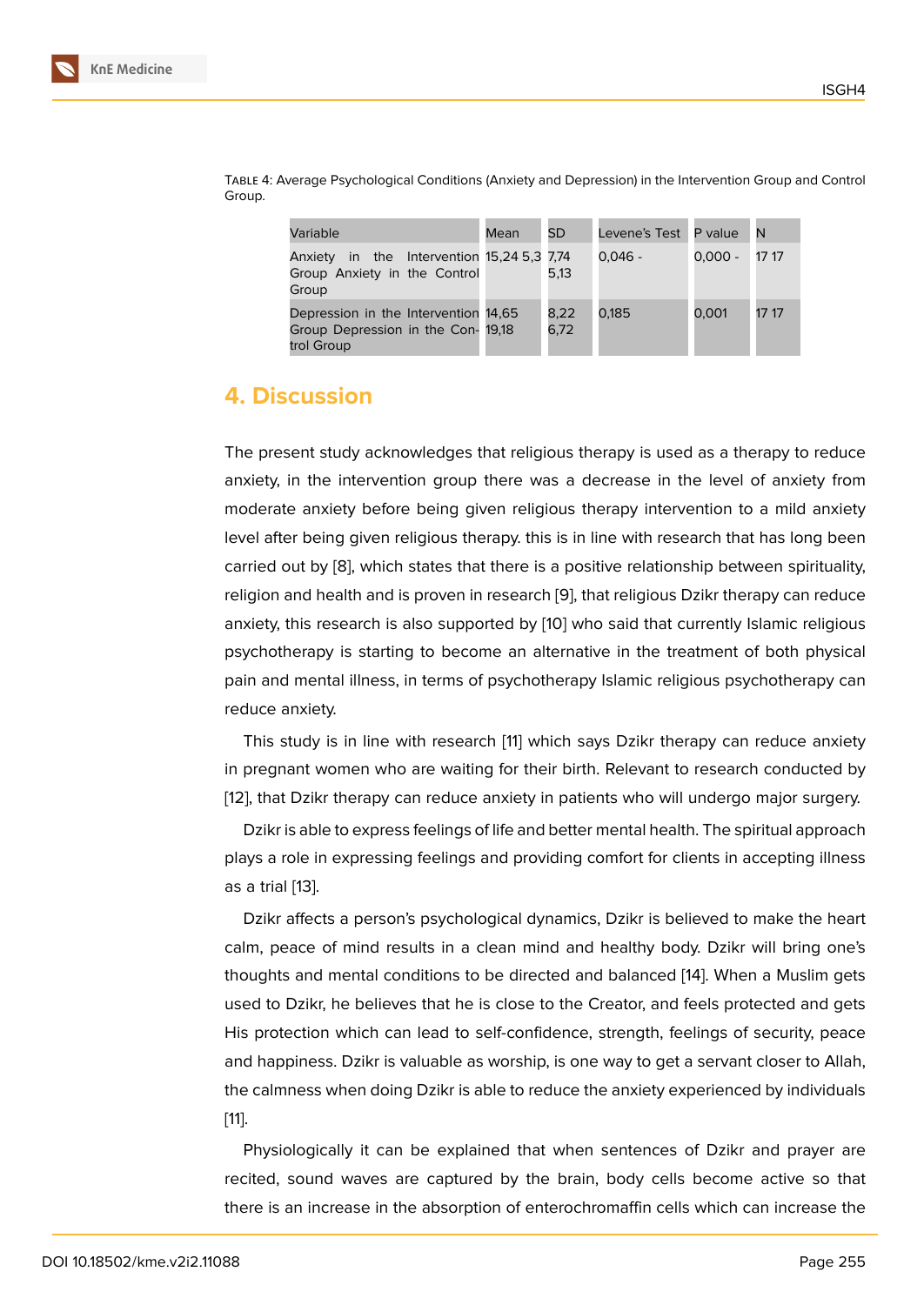Table 4: Average Psychological Conditions (Anxiety and Depression) in the Intervention Group and Control Group.

| Variable | Mean | SD | Levene's Test | P value | N |
|---|---|---|---|---|---|
| Anxiety in the Intervention Group Anxiety in the Control Group | 15,24 5,3 | 7,74 5,13 | 0,046 - | 0,000 - | 17 17 |
| Depression in the Intervention Group Depression in the Control Group | 14,65 19,18 | 8,22 6,72 | 0,185 | 0,001 | 17 17 |

## 4. Discussion

The present study acknowledges that religious therapy is used as a therapy to reduce anxiety, in the intervention group there was a decrease in the level of anxiety from moderate anxiety before being given religious therapy intervention to a mild anxiety level after being given religious therapy. this is in line with research that has long been carried out by [8], which states that there is a positive relationship between spirituality, religion and health and is proven in research [9], that religious Dzikr therapy can reduce anxiety, this research is also supported by [10] who said that currently Islamic religious psychotherapy is starting to become an alternative in the treatment of both physical pain and mental illness, in terms of psychotherapy Islamic religious psychotherapy can reduce anxiety.

This study is in line with research [11] which says Dzikr therapy can reduce anxiety in pregnant women who are waiting for their birth. Relevant to research conducted by [12], that Dzikr therapy can reduce anxiety in patients who will undergo major surgery.

Dzikr is able to express feelings of life and better mental health. The spiritual approach plays a role in expressing feelings and providing comfort for clients in accepting illness as a trial [13].

Dzikr affects a person's psychological dynamics, Dzikr is believed to make the heart calm, peace of mind results in a clean mind and healthy body. Dzikr will bring one's thoughts and mental conditions to be directed and balanced [14]. When a Muslim gets used to Dzikr, he believes that he is close to the Creator, and feels protected and gets His protection which can lead to self-confidence, strength, feelings of security, peace and happiness. Dzikr is valuable as worship, is one way to get a servant closer to Allah, the calmness when doing Dzikr is able to reduce the anxiety experienced by individuals [11].

Physiologically it can be explained that when sentences of Dzikr and prayer are recited, sound waves are captured by the brain, body cells become active so that there is an increase in the absorption of enterochromaffin cells which can increase the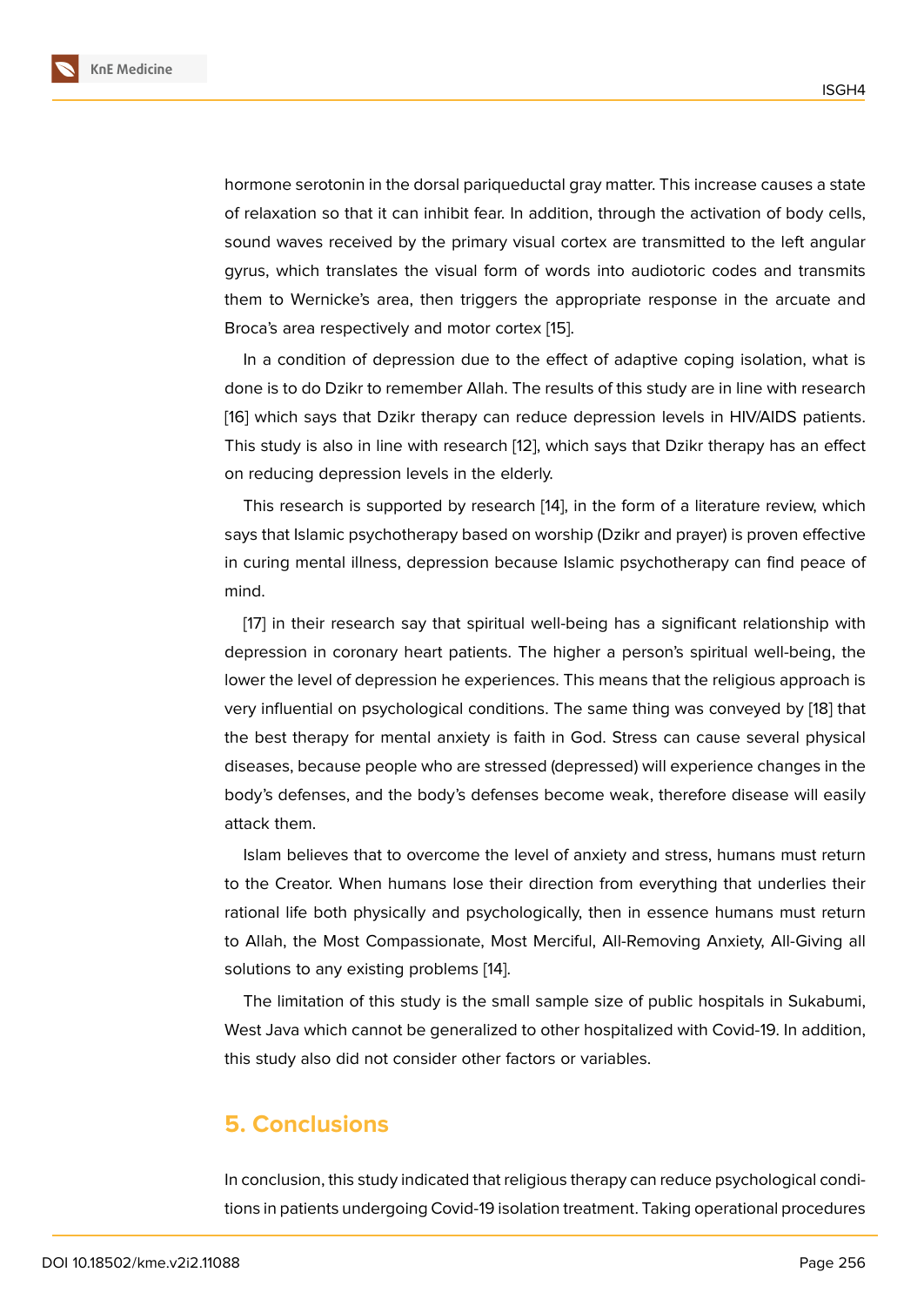hormone serotonin in the dorsal pariqueductal gray matter. This increase causes a state of relaxation so that it can inhibit fear. In addition, through the activation of body cells, sound waves received by the primary visual cortex are transmitted to the left angular gyrus, which translates the visual form of words into audiotoric codes and transmits them to Wernicke's area, then triggers the appropriate response in the arcuate and Broca's area respectively and motor cortex [15].

In a condition of depression due to the effect of adaptive coping isolation, what is done is to do Dzikr to remember Allah. The results of this study are in line with research [16] which says that Dzikr therapy can reduce depression levels in HIV/AIDS patients. This study is also in line with research [12], which says that Dzikr therapy has an effect on reducing depression levels in the elderly.

This research is supported by research [14], in the form of a literature review, which says that Islamic psychotherapy based on worship (Dzikr and prayer) is proven effective in curing mental illness, depression because Islamic psychotherapy can find peace of mind.

[17] in their research say that spiritual well-being has a significant relationship with depression in coronary heart patients. The higher a person's spiritual well-being, the lower the level of depression he experiences. This means that the religious approach is very influential on psychological conditions. The same thing was conveyed by [18] that the best therapy for mental anxiety is faith in God. Stress can cause several physical diseases, because people who are stressed (depressed) will experience changes in the body's defenses, and the body's defenses become weak, therefore disease will easily attack them.

Islam believes that to overcome the level of anxiety and stress, humans must return to the Creator. When humans lose their direction from everything that underlies their rational life both physically and psychologically, then in essence humans must return to Allah, the Most Compassionate, Most Merciful, All-Removing Anxiety, All-Giving all solutions to any existing problems [14].

The limitation of this study is the small sample size of public hospitals in Sukabumi, West Java which cannot be generalized to other hospitalized with Covid-19. In addition, this study also did not consider other factors or variables.

## 5. Conclusions

In conclusion, this study indicated that religious therapy can reduce psychological conditions in patients undergoing Covid-19 isolation treatment. Taking operational procedures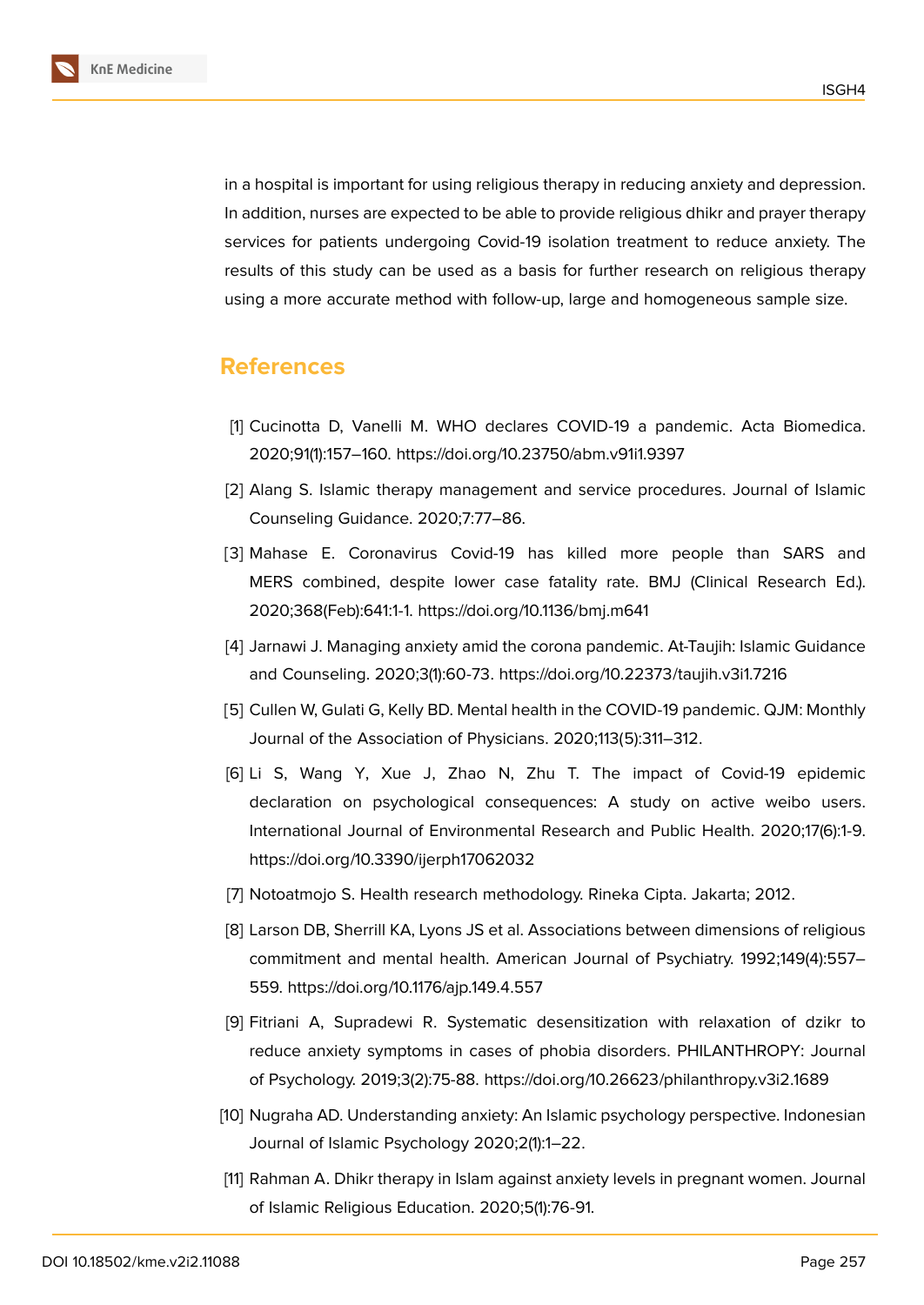in a hospital is important for using religious therapy in reducing anxiety and depression. In addition, nurses are expected to be able to provide religious dhikr and prayer therapy services for patients undergoing Covid-19 isolation treatment to reduce anxiety. The results of this study can be used as a basis for further research on religious therapy using a more accurate method with follow-up, large and homogeneous sample size.

## References

[1] Cucinotta D, Vanelli M. WHO declares COVID-19 a pandemic. Acta Biomedica. 2020;91(1):157–160. https://doi.org/10.23750/abm.v91i1.9397

[2] Alang S. Islamic therapy management and service procedures. Journal of Islamic Counseling Guidance. 2020;7:77–86.

[3] Mahase E. Coronavirus Covid-19 has killed more people than SARS and MERS combined, despite lower case fatality rate. BMJ (Clinical Research Ed.). 2020;368(Feb):641:1-1. https://doi.org/10.1136/bmj.m641

[4] Jarnawi J. Managing anxiety amid the corona pandemic. At-Taujih: Islamic Guidance and Counseling. 2020;3(1):60-73. https://doi.org/10.22373/taujih.v3i1.7216

[5] Cullen W, Gulati G, Kelly BD. Mental health in the COVID-19 pandemic. QJM: Monthly Journal of the Association of Physicians. 2020;113(5):311–312.

[6] Li S, Wang Y, Xue J, Zhao N, Zhu T. The impact of Covid-19 epidemic declaration on psychological consequences: A study on active weibo users. International Journal of Environmental Research and Public Health. 2020;17(6):1-9. https://doi.org/10.3390/ijerph17062032

[7] Notoatmojo S. Health research methodology. Rineka Cipta. Jakarta; 2012.

[8] Larson DB, Sherrill KA, Lyons JS et al. Associations between dimensions of religious commitment and mental health. American Journal of Psychiatry. 1992;149(4):557–559. https://doi.org/10.1176/ajp.149.4.557

[9] Fitriani A, Supradewi R. Systematic desensitization with relaxation of dzikr to reduce anxiety symptoms in cases of phobia disorders. PHILANTHROPY: Journal of Psychology. 2019;3(2):75-88. https://doi.org/10.26623/philanthropy.v3i2.1689

[10] Nugraha AD. Understanding anxiety: An Islamic psychology perspective. Indonesian Journal of Islamic Psychology 2020;2(1):1–22.

[11] Rahman A. Dhikr therapy in Islam against anxiety levels in pregnant women. Journal of Islamic Religious Education. 2020;5(1):76-91.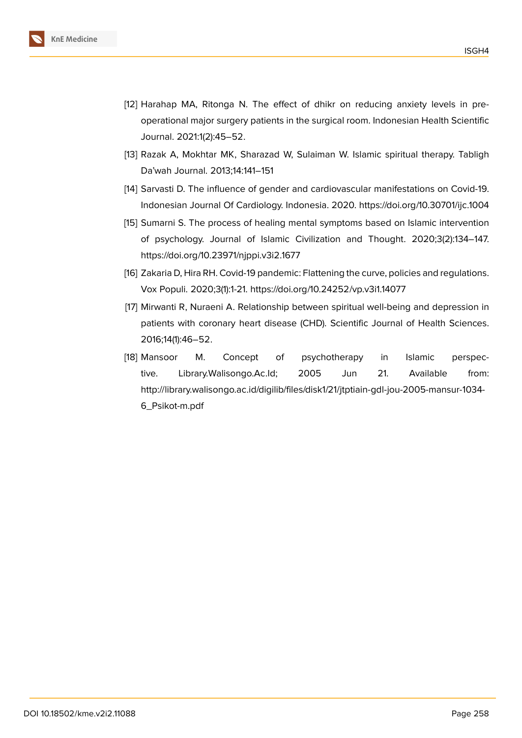[12] Harahap MA, Ritonga N. The effect of dhikr on reducing anxiety levels in pre-operational major surgery patients in the surgical room. Indonesian Health Scientific Journal. 2021:1(2):45–52.

[13] Razak A, Mokhtar MK, Sharazad W, Sulaiman W. Islamic spiritual therapy. Tabligh Da'wah Journal. 2013;14:141–151

[14] Sarvasti D. The influence of gender and cardiovascular manifestations on Covid-19. Indonesian Journal Of Cardiology. Indonesia. 2020. https://doi.org/10.30701/ijc.1004

[15] Sumarni S. The process of healing mental symptoms based on Islamic intervention of psychology. Journal of Islamic Civilization and Thought. 2020;3(2):134–147. https://doi.org/10.23971/njppi.v3i2.1677

[16] Zakaria D, Hira RH. Covid-19 pandemic: Flattening the curve, policies and regulations. Vox Populi. 2020;3(1):1-21. https://doi.org/10.24252/vp.v3i1.14077

[17] Mirwanti R, Nuraeni A. Relationship between spiritual well-being and depression in patients with coronary heart disease (CHD). Scientific Journal of Health Sciences. 2016;14(1):46–52.

[18] Mansoor M. Concept of psychotherapy in Islamic perspective. Library.Walisongo.Ac.Id; 2005 Jun 21. Available from: http://library.walisongo.ac.id/digilib/files/disk1/21/jtptiain-gdl-jou-2005-mansur-1034-6_Psikot-m.pdf